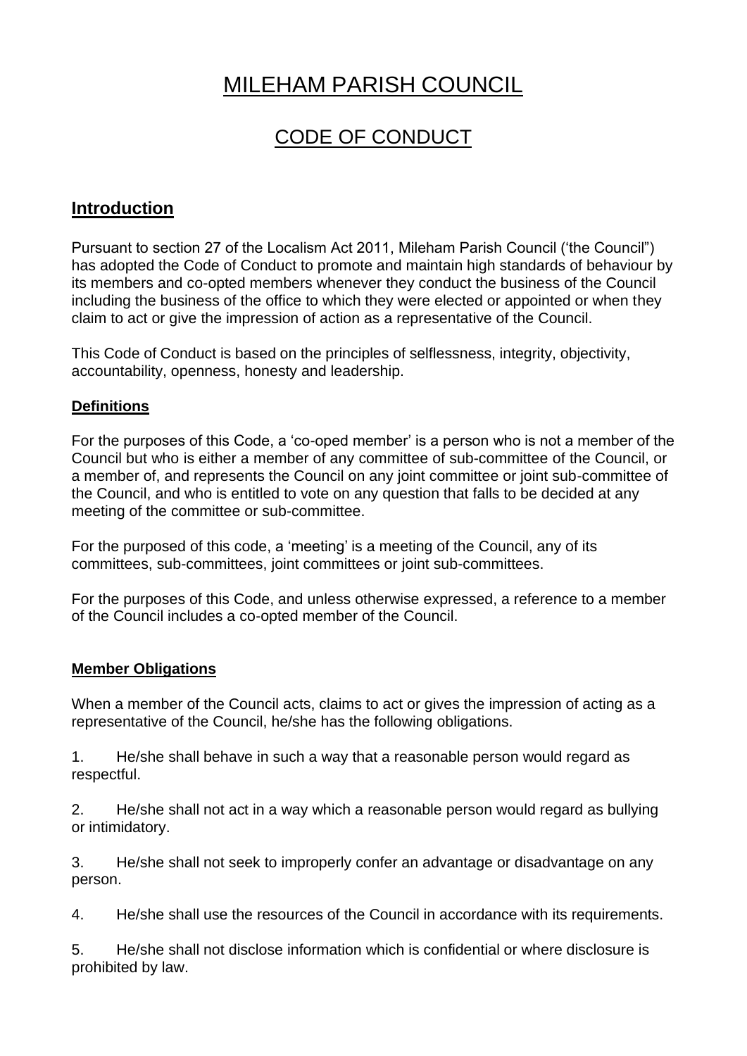# MILEHAM PARISH COUNCIL

## CODE OF CONDUCT

### Introduction

Pursuant to section 27 of the Localism Act 2011, Mileham Parish Council ('the Council") has adopted the Code of Conduct to promote and maintain high standards of behaviour by its members and co-opted members whenever they conduct the business of the Council including the business of the office to which they were elected or appointed or when they claim to act or give the impression of action as a representative of the Council.

This Code of Conduct is based on the principles of selflessness, integrity, objectivity, accountability, openness, honesty and leadership.

**Definitions**

For the purposes of this Code, a 'co-oped member' is a person who is not a member of the Council but who is either a member of any committee of sub-committee of the Council, or a member of, and represents the Council on any joint committee or joint sub-committee of the Council, and who is entitled to vote on any question that falls to be decided at any meeting of the committee or sub-committee.

For the purposed of this code, a 'meeting' is a meeting of the Council, any of its committees, sub-committees, joint committees or joint sub-committees.

For the purposes of this Code, and unless otherwise expressed, a reference to a member of the Council includes a co-opted member of the Council.

**Member Obligations**

When a member of the Council acts, claims to act or gives the impression of acting as a representative of the Council, he/she has the following obligations.

1. He/she shall behave in such a way that a reasonable person would regard as respectful.

2. He/she shall not act in a way which a reasonable person would regard as bullying or intimidatory.

3. He/she shall not seek to improperly confer an advantage or disadvantage on any person.

4. He/she shall use the resources of the Council in accordance with its requirements.

5. He/she shall not disclose information which is confidential or where disclosure is prohibited by law.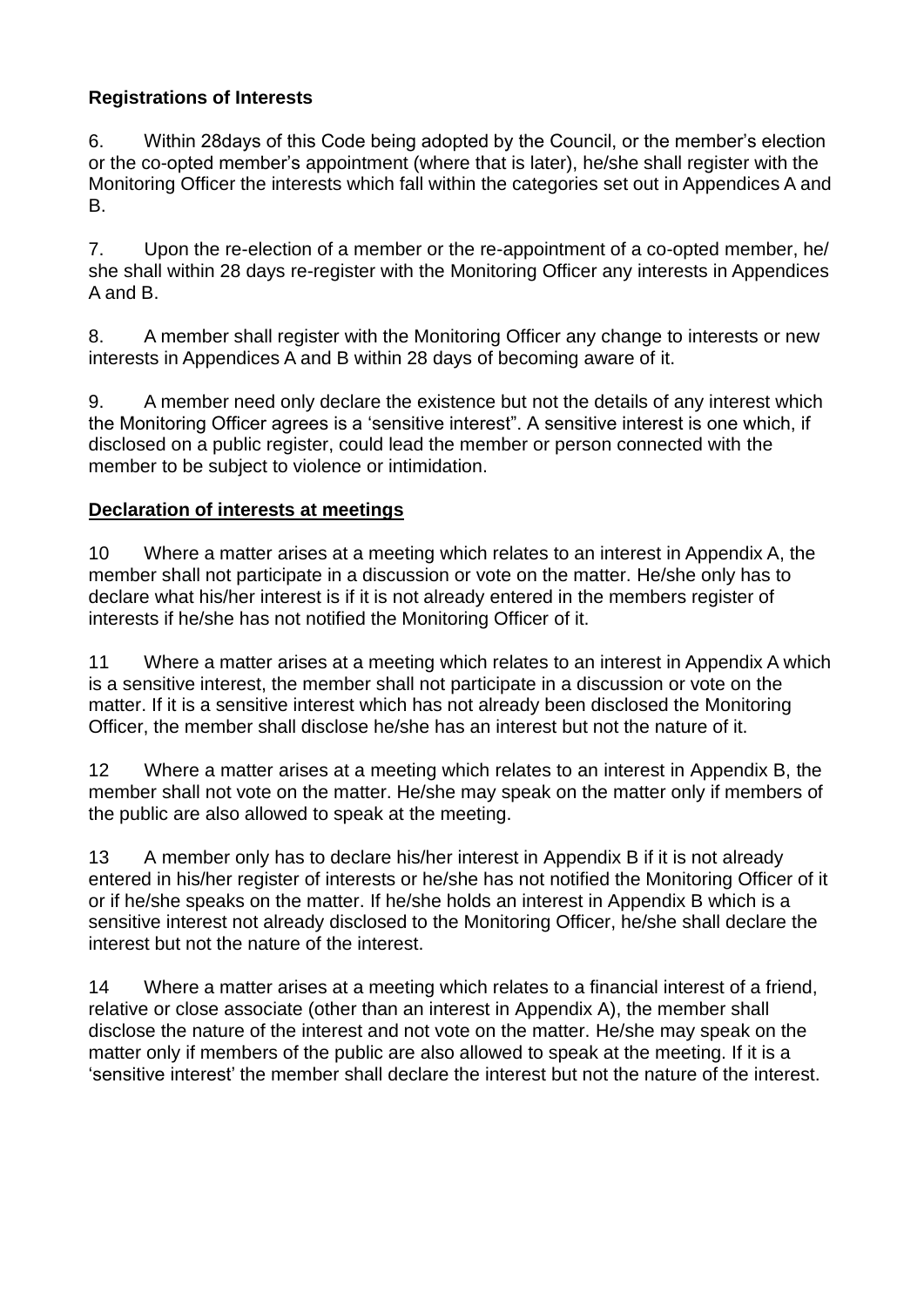**Registrations of Interests**

6. Within 28days of this Code being adopted by the Council, or the member's election or the co-opted member's appointment (where that is later), he/she shall register with the Monitoring Officer the interests which fall within the categories set out in Appendices A and B.

7. Upon the re-election of a member or the re-appointment of a co-opted member, he/ she shall within 28 days re-register with the Monitoring Officer any interests in Appendices A and B.

8. A member shall register with the Monitoring Officer any change to interests or new interests in Appendices A and B within 28 days of becoming aware of it.

9. A member need only declare the existence but not the details of any interest which the Monitoring Officer agrees is a 'sensitive interest". A sensitive interest is one which, if disclosed on a public register, could lead the member or person connected with the member to be subject to violence or intimidation.

**Declaration of interests at meetings**

10 Where a matter arises at a meeting which relates to an interest in Appendix A, the member shall not participate in a discussion or vote on the matter. He/she only has to declare what his/her interest is if it is not already entered in the members register of interests if he/she has not notified the Monitoring Officer of it.

11 Where a matter arises at a meeting which relates to an interest in Appendix A which is a sensitive interest, the member shall not participate in a discussion or vote on the matter. If it is a sensitive interest which has not already been disclosed the Monitoring Officer, the member shall disclose he/she has an interest but not the nature of it.

12 Where a matter arises at a meeting which relates to an interest in Appendix B, the member shall not vote on the matter. He/she may speak on the matter only if members of the public are also allowed to speak at the meeting.

13 A member only has to declare his/her interest in Appendix B if it is not already entered in his/her register of interests or he/she has not notified the Monitoring Officer of it or if he/she speaks on the matter. If he/she holds an interest in Appendix B which is a sensitive interest not already disclosed to the Monitoring Officer, he/she shall declare the interest but not the nature of the interest.

14 Where a matter arises at a meeting which relates to a financial interest of a friend, relative or close associate (other than an interest in Appendix A), the member shall disclose the nature of the interest and not vote on the matter. He/she may speak on the matter only if members of the public are also allowed to speak at the meeting. If it is a 'sensitive interest' the member shall declare the interest but not the nature of the interest.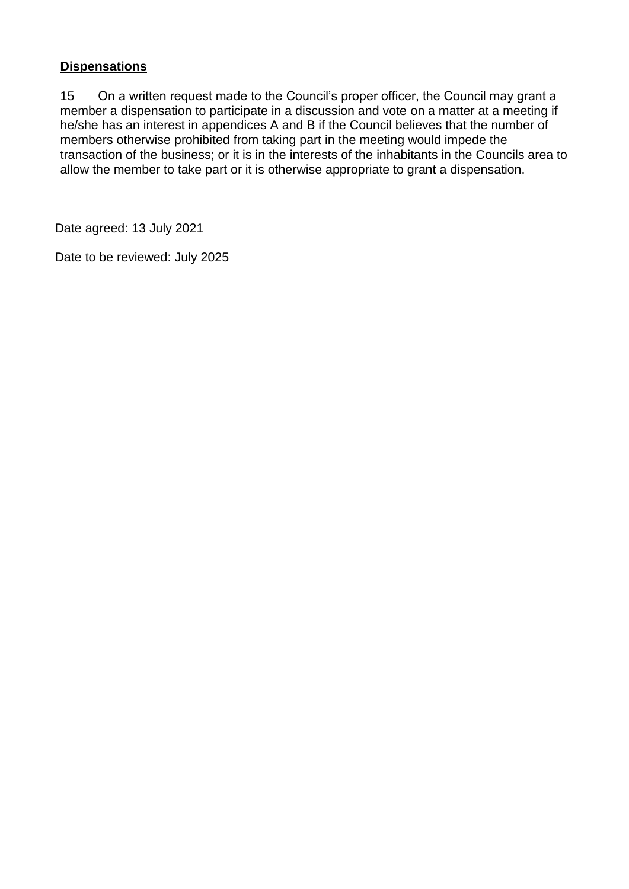**Dispensations**

15 On a written request made to the Council's proper officer, the Council may grant a member a dispensation to participate in a discussion and vote on a matter at a meeting if he/she has an interest in appendices A and B if the Council believes that the number of members otherwise prohibited from taking part in the meeting would impede the transaction of the business; or it is in the interests of the inhabitants in the Councils area to allow the member to take part or it is otherwise appropriate to grant a dispensation.

Date agreed: 13 July 2021

Date to be reviewed: July 2025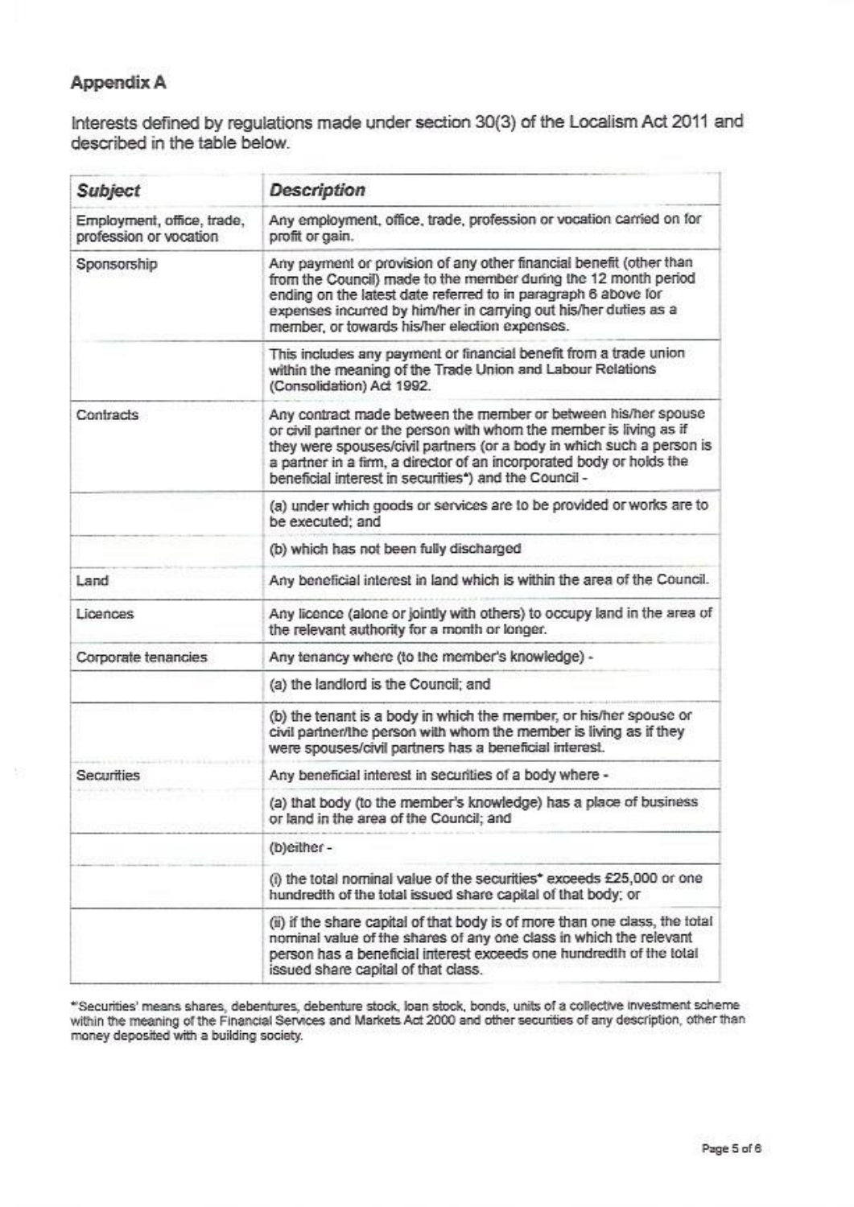## Appendix A

Interests defined by regulations made under section 30(3) of the Localism Act 2011 and described in the table below.

| ***Subject*** | ***Description*** |
|---|---|
| Employment, office, trade, profession or vocation | Any employment, office, trade, profession or vocation carried on for profit or gain. |
| Sponsorship | Any payment or provision of any other financial benefit (other than from the Council) made to the member during the 12 month period ending on the latest date referred to in paragraph 6 above for expenses incurred by him/her in carrying out his/her duties as a member, or towards his/her election expenses. |
| | This includes any payment or financial benefit from a trade union within the meaning of the Trade Union and Labour Relations (Consolidation) Act 1992. |
| Contracts | Any contract made between the member or between his/her spouse or civil partner or the person with whom the member is living as if they were spouses/civil partners (or a body in which such a person is a partner in a firm, a director of an incorporated body or holds the beneficial interest in securities*) and the Council - |
| | (a) under which goods or services are to be provided or works are to be executed; and |
| | (b) which has not been fully discharged |
| Land | Any beneficial interest in land which is within the area of the Council. |
| Licences | Any licence (alone or jointly with others) to occupy land in the area of the relevant authority for a month or longer. |
| Corporate tenancies | Any tenancy where (to the member's knowledge) - |
| | (a) the landlord is the Council; and |
| | (b) the tenant is a body in which the member, or his/her spouse or civil partner/the person with whom the member is living as if they were spouses/civil partners has a beneficial interest. |
| Securities | Any beneficial interest in securities of a body where - |
| | (a) that body (to the member's knowledge) has a place of business or land in the area of the Council; and |
| | (b)either - |
| | (i) the total nominal value of the securities* exceeds £25,000 or one hundredth of the total issued share capital of that body; or |
| | (ii) if the share capital of that body is of more than one class, the total nominal value of the shares of any one class in which the relevant person has a beneficial interest exceeds one hundredth of the total issued share capital of that class. |

*'Securities' means shares, debentures, debenture stock, loan stock, bonds, units of a collective investment scheme within the meaning of the Financial Services and Markets Act 2000 and other securities of any description, other than money deposited with a building society.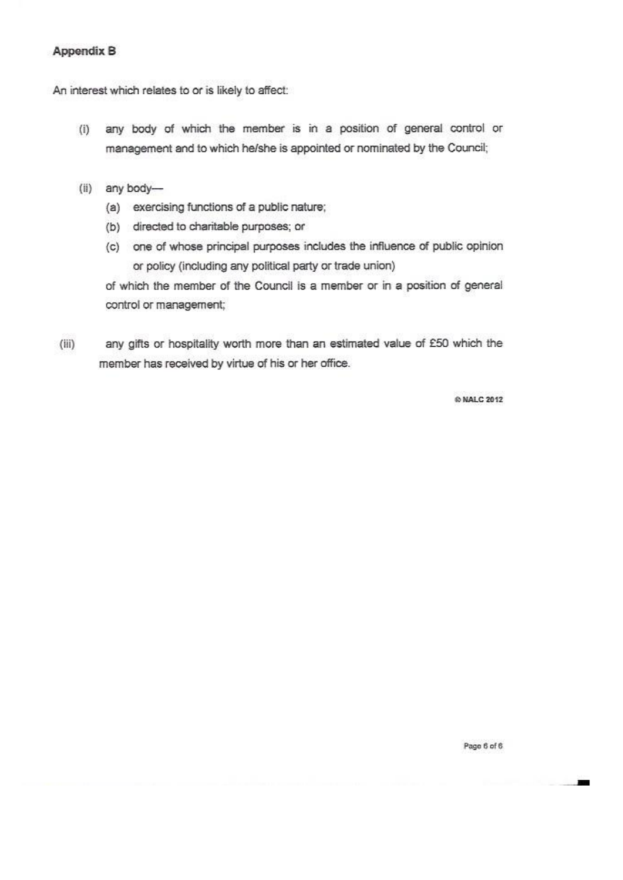**Appendix B**

An interest which relates to or is likely to affect:

(i) any body of which the member is in a position of general control or management and to which he/she is appointed or nominated by the Council;

(ii) any body—
   (a) exercising functions of a public nature;
   (b) directed to charitable purposes; or
   (c) one of whose principal purposes includes the influence of public opinion or policy (including any political party or trade union)

   of which the member of the Council is a member or in a position of general control or management;

(iii) any gifts or hospitality worth more than an estimated value of £50 which the member has received by virtue of his or her office.

© NALC 2012